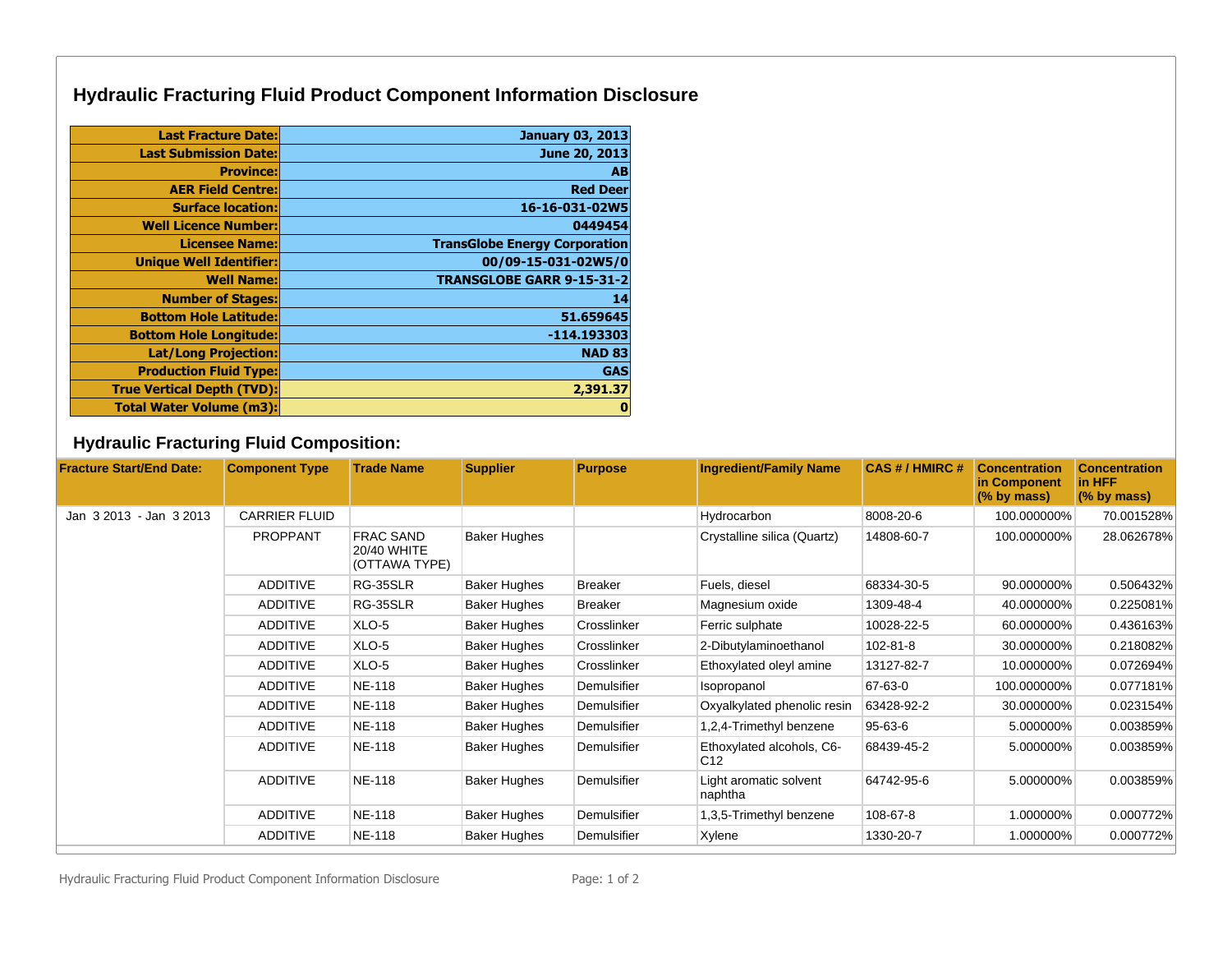# Hydraulic Fracturing Fluid Product Component Information Disclosure

| | |
|---|---|
| **Last Fracture Date:** | **January 03, 2013** |
| **Last Submission Date:** | **June 20, 2013** |
| **Province:** | **AB** |
| **AER Field Centre:** | **Red Deer** |
| **Surface location:** | **16-16-031-02W5** |
| **Well Licence Number:** | **0449454** |
| **Licensee Name:** | **TransGlobe Energy Corporation** |
| **Unique Well Identifier:** | **00/09-15-031-02W5/0** |
| **Well Name:** | **TRANSGLOBE GARR 9-15-31-2** |
| **Number of Stages:** | **14** |
| **Bottom Hole Latitude:** | **51.659645** |
| **Bottom Hole Longitude:** | **-114.193303** |
| **Lat/Long Projection:** | **NAD 83** |
| **Production Fluid Type:** | **GAS** |
| **True Vertical Depth (TVD):** | **2,391.37** |
| **Total Water Volume (m3):** | **0** |

## Hydraulic Fracturing Fluid Composition:

| Fracture Start/End Date: | Component Type | Trade Name | Supplier | Purpose | Ingredient/Family Name | CAS # / HMIRC # | Concentration in Component (% by mass) | Concentration in HFF (% by mass) |
|---|---|---|---|---|---|---|---|---|
| Jan 3 2013 - Jan 3 2013 | CARRIER FLUID | | | | Hydrocarbon | 8008-20-6 | 100.000000% | 70.001528% |
| | PROPPANT | FRAC SAND 20/40 WHITE (OTTAWA TYPE) | Baker Hughes | | Crystalline silica (Quartz) | 14808-60-7 | 100.000000% | 28.062678% |
| | ADDITIVE | RG-35SLR | Baker Hughes | Breaker | Fuels, diesel | 68334-30-5 | 90.000000% | 0.506432% |
| | ADDITIVE | RG-35SLR | Baker Hughes | Breaker | Magnesium oxide | 1309-48-4 | 40.000000% | 0.225081% |
| | ADDITIVE | XLO-5 | Baker Hughes | Crosslinker | Ferric sulphate | 10028-22-5 | 60.000000% | 0.436163% |
| | ADDITIVE | XLO-5 | Baker Hughes | Crosslinker | 2-Dibutylaminoethanol | 102-81-8 | 30.000000% | 0.218082% |
| | ADDITIVE | XLO-5 | Baker Hughes | Crosslinker | Ethoxylated oleyl amine | 13127-82-7 | 10.000000% | 0.072694% |
| | ADDITIVE | NE-118 | Baker Hughes | Demulsifier | Isopropanol | 67-63-0 | 100.000000% | 0.077181% |
| | ADDITIVE | NE-118 | Baker Hughes | Demulsifier | Oxyalkylated phenolic resin | 63428-92-2 | 30.000000% | 0.023154% |
| | ADDITIVE | NE-118 | Baker Hughes | Demulsifier | 1,2,4-Trimethyl benzene | 95-63-6 | 5.000000% | 0.003859% |
| | ADDITIVE | NE-118 | Baker Hughes | Demulsifier | Ethoxylated alcohols, C6-C12 | 68439-45-2 | 5.000000% | 0.003859% |
| | ADDITIVE | NE-118 | Baker Hughes | Demulsifier | Light aromatic solvent naphtha | 64742-95-6 | 5.000000% | 0.003859% |
| | ADDITIVE | NE-118 | Baker Hughes | Demulsifier | 1,3,5-Trimethyl benzene | 108-67-8 | 1.000000% | 0.000772% |
| | ADDITIVE | NE-118 | Baker Hughes | Demulsifier | Xylene | 1330-20-7 | 1.000000% | 0.000772% |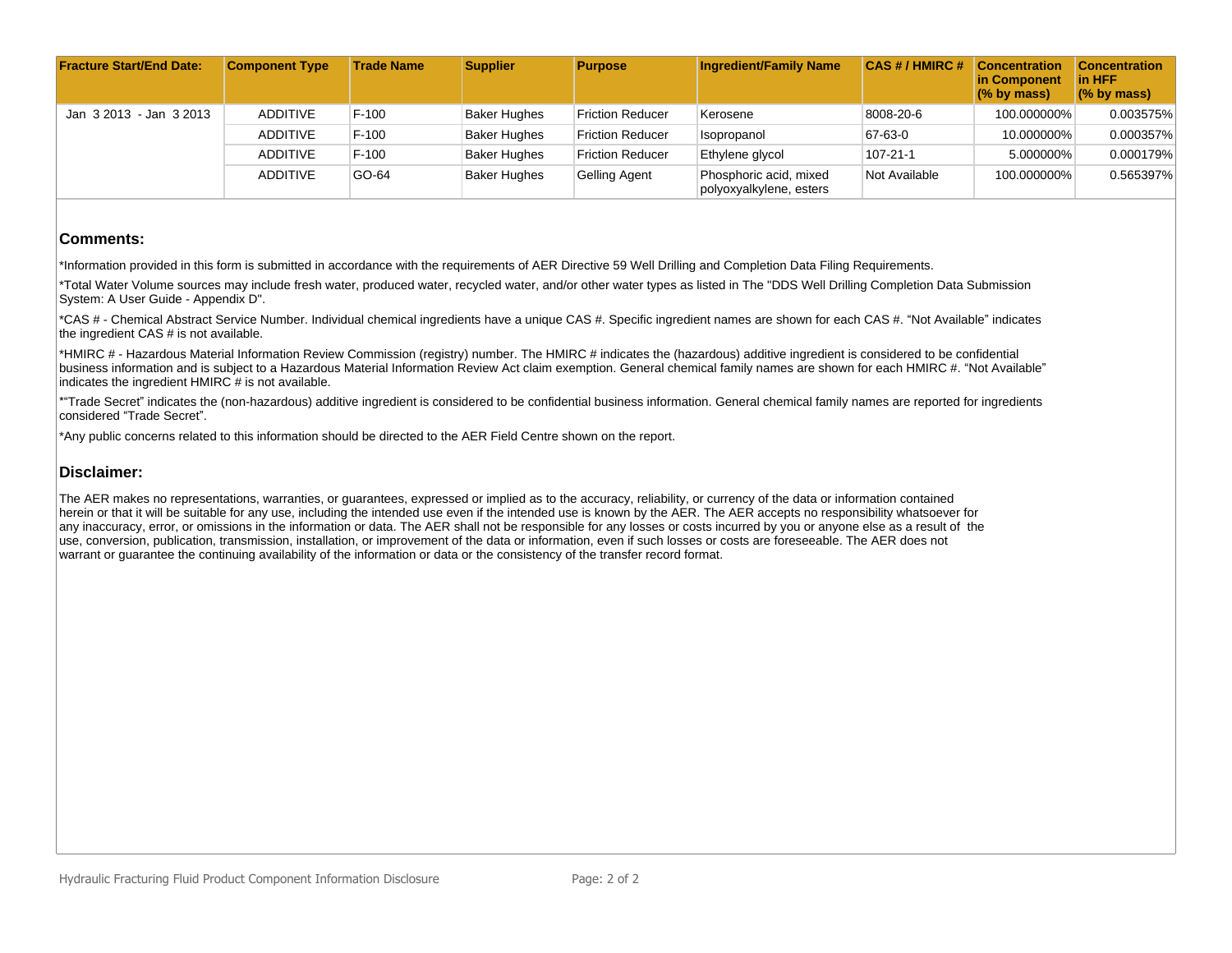| Fracture Start/End Date: | Component Type | Trade Name | Supplier | Purpose | Ingredient/Family Name | CAS # / HMIRC # | Concentration in Component (% by mass) | Concentration in HFF (% by mass) |
| --- | --- | --- | --- | --- | --- | --- | --- | --- |
| Jan 3 2013 - Jan 3 2013 | ADDITIVE | F-100 | Baker Hughes | Friction Reducer | Kerosene | 8008-20-6 | 100.000000% | 0.003575% |
| | ADDITIVE | F-100 | Baker Hughes | Friction Reducer | Isopropanol | 67-63-0 | 10.000000% | 0.000357% |
| | ADDITIVE | F-100 | Baker Hughes | Friction Reducer | Ethylene glycol | 107-21-1 | 5.000000% | 0.000179% |
| | ADDITIVE | GO-64 | Baker Hughes | Gelling Agent | Phosphoric acid, mixed polyoxyalkylene, esters | Not Available | 100.000000% | 0.565397% |

## Comments:

*Information provided in this form is submitted in accordance with the requirements of AER Directive 59 Well Drilling and Completion Data Filing Requirements.

*Total Water Volume sources may include fresh water, produced water, recycled water, and/or other water types as listed in The "DDS Well Drilling Completion Data Submission System: A User Guide - Appendix D".

*CAS # - Chemical Abstract Service Number. Individual chemical ingredients have a unique CAS #. Specific ingredient names are shown for each CAS #. “Not Available” indicates the ingredient CAS # is not available.

*HMIRC # - Hazardous Material Information Review Commission (registry) number. The HMIRC # indicates the (hazardous) additive ingredient is considered to be confidential business information and is subject to a Hazardous Material Information Review Act claim exemption. General chemical family names are shown for each HMIRC #. “Not Available” indicates the ingredient HMIRC # is not available.

*“Trade Secret” indicates the (non-hazardous) additive ingredient is considered to be confidential business information. General chemical family names are reported for ingredients considered “Trade Secret”.

*Any public concerns related to this information should be directed to the AER Field Centre shown on the report.

## Disclaimer:

The AER makes no representations, warranties, or guarantees, expressed or implied as to the accuracy, reliability, or currency of the data or information contained herein or that it will be suitable for any use, including the intended use even if the intended use is known by the AER. The AER accepts no responsibility whatsoever for any inaccuracy, error, or omissions in the information or data. The AER shall not be responsible for any losses or costs incurred by you or anyone else as a result of the use, conversion, publication, transmission, installation, or improvement of the data or information, even if such losses or costs are foreseeable. The AER does not warrant or guarantee the continuing availability of the information or data or the consistency of the transfer record format.